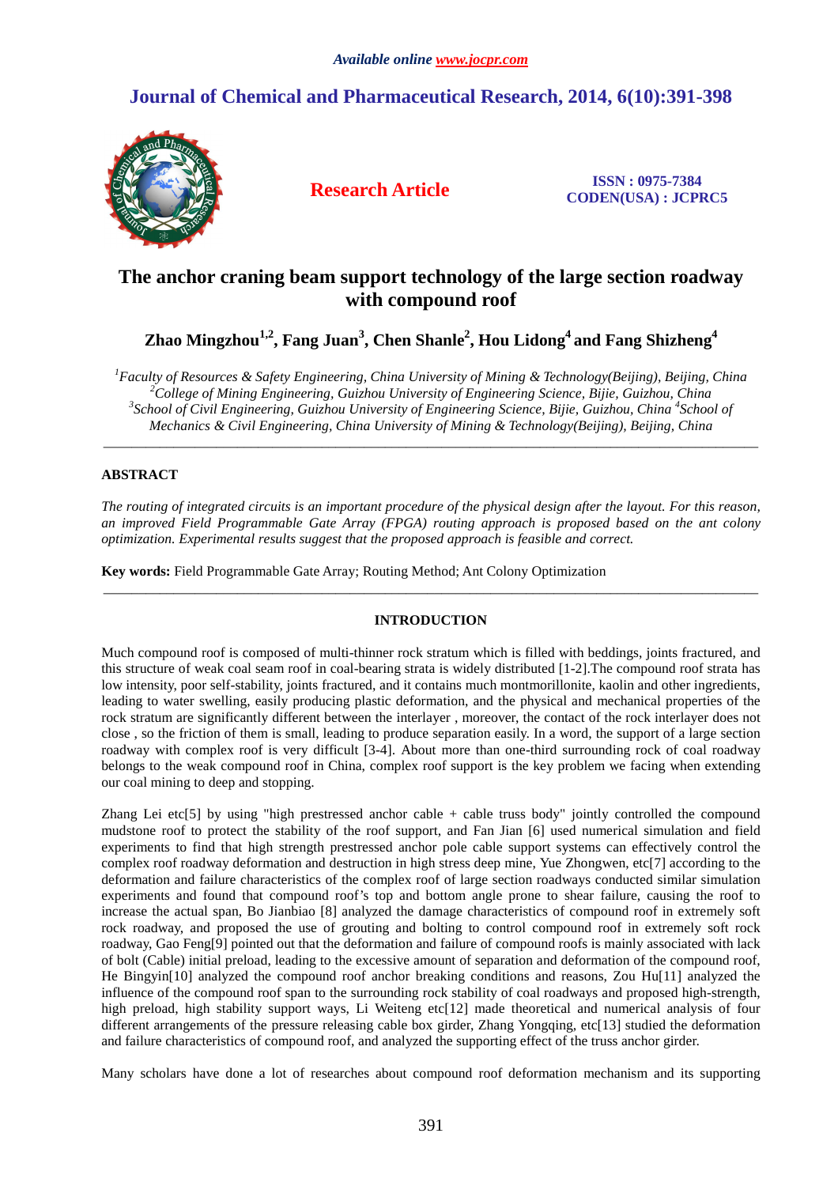*Available online www.jocpr.com*

# Journal of Chemical and Pharmaceutical Research, 2014, 6(10):391-398

**Research Article**

**ISSN : 0975-7384**
**CODEN(USA) : JCPRC5**

# The anchor craning beam support technology of the large section roadway with compound roof

**Zhao Mingzhou[1,2], Fang Juan[3], Chen Shanle[2], Hou Lidong[4] and Fang Shizheng[4]**

*[1]Faculty of Resources & Safety Engineering, China University of Mining & Technology(Beijing), Beijing, China*
*[2]College of Mining Engineering, Guizhou University of Engineering Science, Bijie, Guizhou, China*
*[3]School of Civil Engineering, Guizhou University of Engineering Science, Bijie, Guizhou, China [4]School of Mechanics & Civil Engineering, China University of Mining & Technology(Beijing), Beijing, China*

---

## ABSTRACT

*The routing of integrated circuits is an important procedure of the physical design after the layout. For this reason, an improved Field Programmable Gate Array (FPGA) routing approach is proposed based on the ant colony optimization. Experimental results suggest that the proposed approach is feasible and correct.*

**Key words:** Field Programmable Gate Array; Routing Method; Ant Colony Optimization

---

## INTRODUCTION

Much compound roof is composed of multi-thinner rock stratum which is filled with beddings, joints fractured, and this structure of weak coal seam roof in coal-bearing strata is widely distributed [1-2].The compound roof strata has low intensity, poor self-stability, joints fractured, and it contains much montmorillonite, kaolin and other ingredients, leading to water swelling, easily producing plastic deformation, and the physical and mechanical properties of the rock stratum are significantly different between the interlayer , moreover, the contact of the rock interlayer does not close , so the friction of them is small, leading to produce separation easily. In a word, the support of a large section roadway with complex roof is very difficult [3-4]. About more than one-third surrounding rock of coal roadway belongs to the weak compound roof in China, complex roof support is the key problem we facing when extending our coal mining to deep and stopping.

Zhang Lei etc[5] by using "high prestressed anchor cable + cable truss body" jointly controlled the compound mudstone roof to protect the stability of the roof support, and Fan Jian [6] used numerical simulation and field experiments to find that high strength prestressed anchor pole cable support systems can effectively control the complex roof roadway deformation and destruction in high stress deep mine, Yue Zhongwen, etc[7] according to the deformation and failure characteristics of the complex roof of large section roadways conducted similar simulation experiments and found that compound roof's top and bottom angle prone to shear failure, causing the roof to increase the actual span, Bo Jianbiao [8] analyzed the damage characteristics of compound roof in extremely soft rock roadway, and proposed the use of grouting and bolting to control compound roof in extremely soft rock roadway, Gao Feng[9] pointed out that the deformation and failure of compound roofs is mainly associated with lack of bolt (Cable) initial preload, leading to the excessive amount of separation and deformation of the compound roof, He Bingyin[10] analyzed the compound roof anchor breaking conditions and reasons, Zou Hu[11] analyzed the influence of the compound roof span to the surrounding rock stability of coal roadways and proposed high-strength, high preload, high stability support ways, Li Weiteng etc[12] made theoretical and numerical analysis of four different arrangements of the pressure releasing cable box girder, Zhang Yongqing, etc[13] studied the deformation and failure characteristics of compound roof, and analyzed the supporting effect of the truss anchor girder.

Many scholars have done a lot of researches about compound roof deformation mechanism and its supporting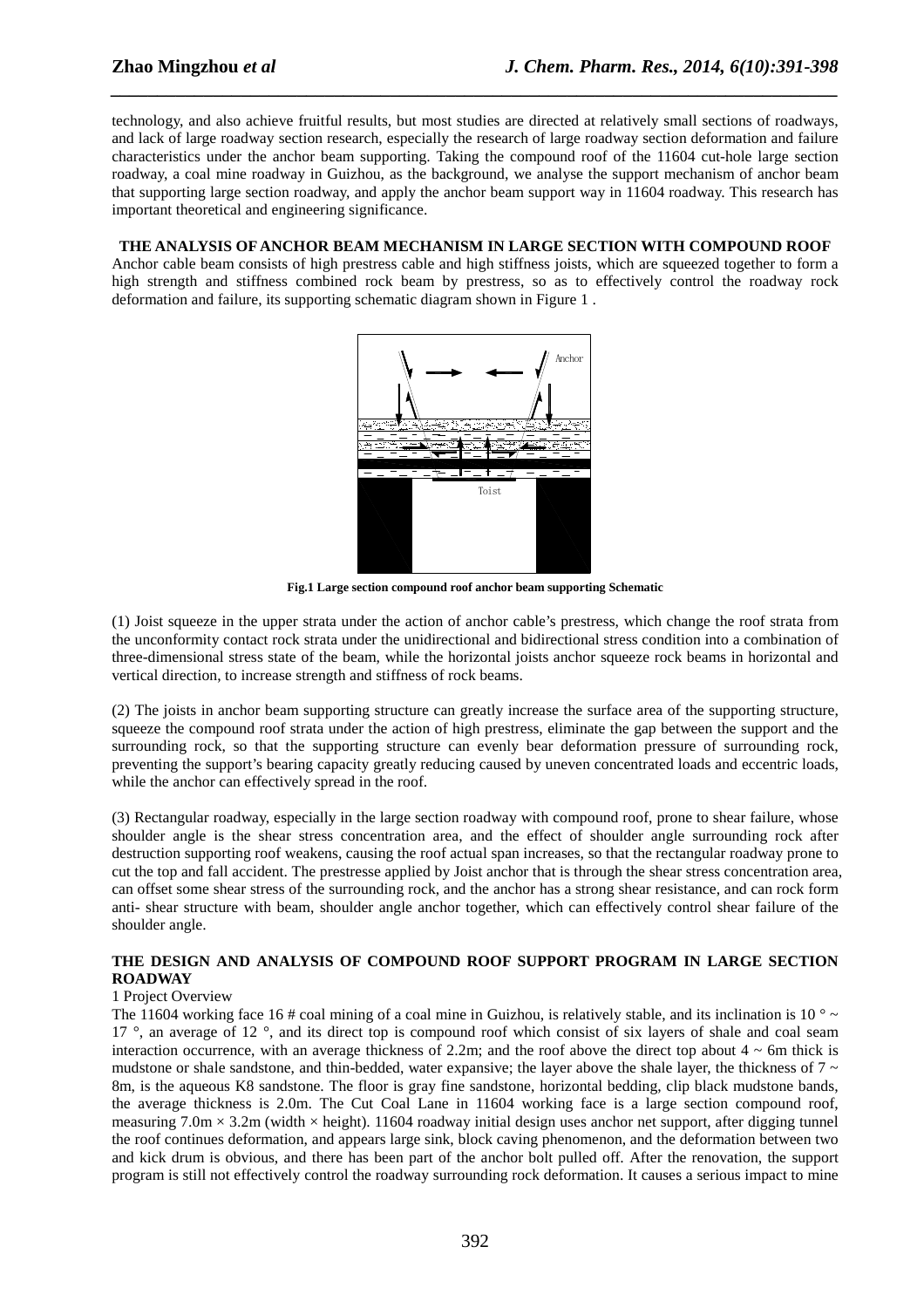technology, and also achieve fruitful results, but most studies are directed at relatively small sections of roadways, and lack of large roadway section research, especially the research of large roadway section deformation and failure characteristics under the anchor beam supporting. Taking the compound roof of the 11604 cut-hole large section roadway, a coal mine roadway in Guizhou, as the background, we analyse the support mechanism of anchor beam that supporting large section roadway, and apply the anchor beam support way in 11604 roadway. This research has important theoretical and engineering significance.

## THE ANALYSIS OF ANCHOR BEAM MECHANISM IN LARGE SECTION WITH COMPOUND ROOF

Anchor cable beam consists of high prestress cable and high stiffness joists, which are squeezed together to form a high strength and stiffness combined rock beam by prestress, so as to effectively control the roadway rock deformation and failure, its supporting schematic diagram shown in Figure 1 .

Anchor

Toist

**Fig.1 Large section compound roof anchor beam supporting Schematic**

(1) Joist squeeze in the upper strata under the action of anchor cable's prestress, which change the roof strata from the unconformity contact rock strata under the unidirectional and bidirectional stress condition into a combination of three-dimensional stress state of the beam, while the horizontal joists anchor squeeze rock beams in horizontal and vertical direction, to increase strength and stiffness of rock beams.

(2) The joists in anchor beam supporting structure can greatly increase the surface area of the supporting structure, squeeze the compound roof strata under the action of high prestress, eliminate the gap between the support and the surrounding rock, so that the supporting structure can evenly bear deformation pressure of surrounding rock, preventing the support's bearing capacity greatly reducing caused by uneven concentrated loads and eccentric loads, while the anchor can effectively spread in the roof.

(3) Rectangular roadway, especially in the large section roadway with compound roof, prone to shear failure, whose shoulder angle is the shear stress concentration area, and the effect of shoulder angle surrounding rock after destruction supporting roof weakens, causing the roof actual span increases, so that the rectangular roadway prone to cut the top and fall accident. The prestresse applied by Joist anchor that is through the shear stress concentration area, can offset some shear stress of the surrounding rock, and the anchor has a strong shear resistance, and can rock form anti- shear structure with beam, shoulder angle anchor together, which can effectively control shear failure of the shoulder angle.

## THE DESIGN AND ANALYSIS OF COMPOUND ROOF SUPPORT PROGRAM IN LARGE SECTION ROADWAY

### 1 Project Overview

The 11604 working face 16 # coal mining of a coal mine in Guizhou, is relatively stable, and its inclination is 10 ° ~ 17 °, an average of 12 °, and its direct top is compound roof which consist of six layers of shale and coal seam interaction occurrence, with an average thickness of 2.2m; and the roof above the direct top about 4 ~ 6m thick is mudstone or shale sandstone, and thin-bedded, water expansive; the layer above the shale layer, the thickness of 7 ~ 8m, is the aqueous K8 sandstone. The floor is gray fine sandstone, horizontal bedding, clip black mudstone bands, the average thickness is 2.0m. The Cut Coal Lane in 11604 working face is a large section compound roof, measuring 7.0m × 3.2m (width × height). 11604 roadway initial design uses anchor net support, after digging tunnel the roof continues deformation, and appears large sink, block caving phenomenon, and the deformation between two and kick drum is obvious, and there has been part of the anchor bolt pulled off. After the renovation, the support program is still not effectively control the roadway surrounding rock deformation. It causes a serious impact to mine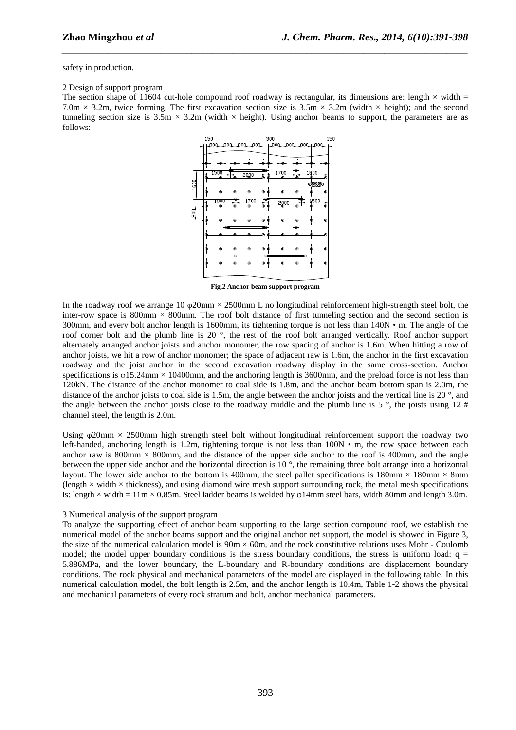safety in production.

2 Design of support program

The section shape of 11604 cut-hole compound roof roadway is rectangular, its dimensions are: length × width = 7.0m × 3.2m, twice forming. The first excavation section size is 3.5m × 3.2m (width × height); and the second tunneling section size is 3.5m × 3.2m (width × height). Using anchor beams to support, the parameters are as follows:

150
800 800 800 800
300
800 800 800 800
150
1500
2000
1700
1800
1600
1800
1700
2000
1500
800

**Fig.2 Anchor beam support program**

In the roadway roof we arrange 10 φ20mm × 2500mm L no longitudinal reinforcement high-strength steel bolt, the inter-row space is 800mm × 800mm. The roof bolt distance of first tunneling section and the second section is 300mm, and every bolt anchor length is 1600mm, its tightening torque is not less than 140N • m. The angle of the roof corner bolt and the plumb line is 20 °, the rest of the roof bolt arranged vertically. Roof anchor support alternately arranged anchor joists and anchor monomer, the row spacing of anchor is 1.6m. When hitting a row of anchor joists, we hit a row of anchor monomer; the space of adjacent raw is 1.6m, the anchor in the first excavation roadway and the joist anchor in the second excavation roadway display in the same cross-section. Anchor specifications is φ15.24mm × 10400mm, and the anchoring length is 3600mm, and the preload force is not less than 120kN. The distance of the anchor monomer to coal side is 1.8m, and the anchor beam bottom span is 2.0m, the distance of the anchor joists to coal side is 1.5m, the angle between the anchor joists and the vertical line is 20 °, and the angle between the anchor joists close to the roadway middle and the plumb line is 5 °, the joists using 12 # channel steel, the length is 2.0m.

Using φ20mm × 2500mm high strength steel bolt without longitudinal reinforcement support the roadway two left-handed, anchoring length is 1.2m, tightening torque is not less than 100N • m, the row space between each anchor raw is 800mm × 800mm, and the distance of the upper side anchor to the roof is 400mm, and the angle between the upper side anchor and the horizontal direction is 10 °, the remaining three bolt arrange into a horizontal layout. The lower side anchor to the bottom is 400mm, the steel pallet specifications is 180mm × 180mm × 8mm (length × width × thickness), and using diamond wire mesh support surrounding rock, the metal mesh specifications is: length × width = 11m × 0.85m. Steel ladder beams is welded by φ14mm steel bars, width 80mm and length 3.0m.

3 Numerical analysis of the support program

To analyze the supporting effect of anchor beam supporting to the large section compound roof, we establish the numerical model of the anchor beams support and the original anchor net support, the model is showed in Figure 3, the size of the numerical calculation model is 90m × 60m, and the rock constitutive relations uses Mohr - Coulomb model; the model upper boundary conditions is the stress boundary conditions, the stress is uniform load: $q = 5.886$MPa, and the lower boundary, the L-boundary and R-boundary conditions are displacement boundary conditions. The rock physical and mechanical parameters of the model are displayed in the following table. In this numerical calculation model, the bolt length is 2.5m, and the anchor length is 10.4m, Table 1-2 shows the physical and mechanical parameters of every rock stratum and bolt, anchor mechanical parameters.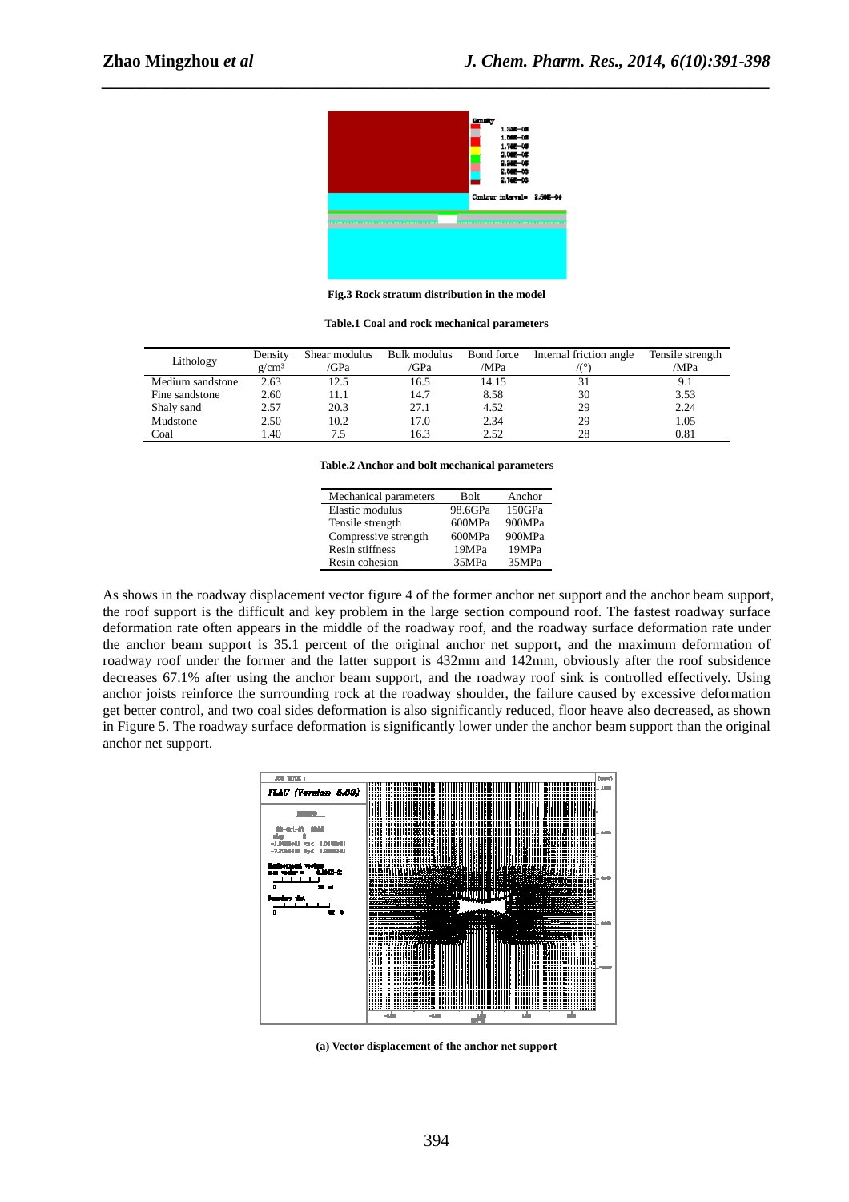Fig.3 Rock stratum distribution in the model

**Table.1 Coal and rock mechanical parameters**

| Lithology | Density g/cm³ | Shear modulus /GPa | Bulk modulus /GPa | Bond force /MPa | Internal friction angle /(°) | Tensile strength /MPa |
|---|---|---|---|---|---|---|
| Medium sandstone | 2.63 | 12.5 | 16.5 | 14.15 | 31 | 9.1 |
| Fine sandstone | 2.60 | 11.1 | 14.7 | 8.58 | 30 | 3.53 |
| Shaly sand | 2.57 | 20.3 | 27.1 | 4.52 | 29 | 2.24 |
| Mudstone | 2.50 | 10.2 | 17.0 | 2.34 | 29 | 1.05 |
| Coal | 1.40 | 7.5 | 16.3 | 2.52 | 28 | 0.81 |

**Table.2 Anchor and bolt mechanical parameters**

| Mechanical parameters | Bolt | Anchor |
|---|---|---|
| Elastic modulus | 98.6GPa | 150GPa |
| Tensile strength | 600MPa | 900MPa |
| Compressive strength | 600MPa | 900MPa |
| Resin stiffness | 19MPa | 19MPa |
| Resin cohesion | 35MPa | 35MPa |

As shows in the roadway displacement vector figure 4 of the former anchor net support and the anchor beam support, the roof support is the difficult and key problem in the large section compound roof. The fastest roadway surface deformation rate often appears in the middle of the roadway roof, and the roadway surface deformation rate under the anchor beam support is 35.1 percent of the original anchor net support, and the maximum deformation of roadway roof under the former and the latter support is 432mm and 142mm, obviously after the roof subsidence decreases 67.1% after using the anchor beam support, and the roadway roof sink is controlled effectively. Using anchor joists reinforce the surrounding rock at the roadway shoulder, the failure caused by excessive deformation get better control, and two coal sides deformation is also significantly reduced, floor heave also decreased, as shown in Figure 5. The roadway surface deformation is significantly lower under the anchor beam support than the original anchor net support.

FLAC (Version 5.00)

(a) Vector displacement of the anchor net support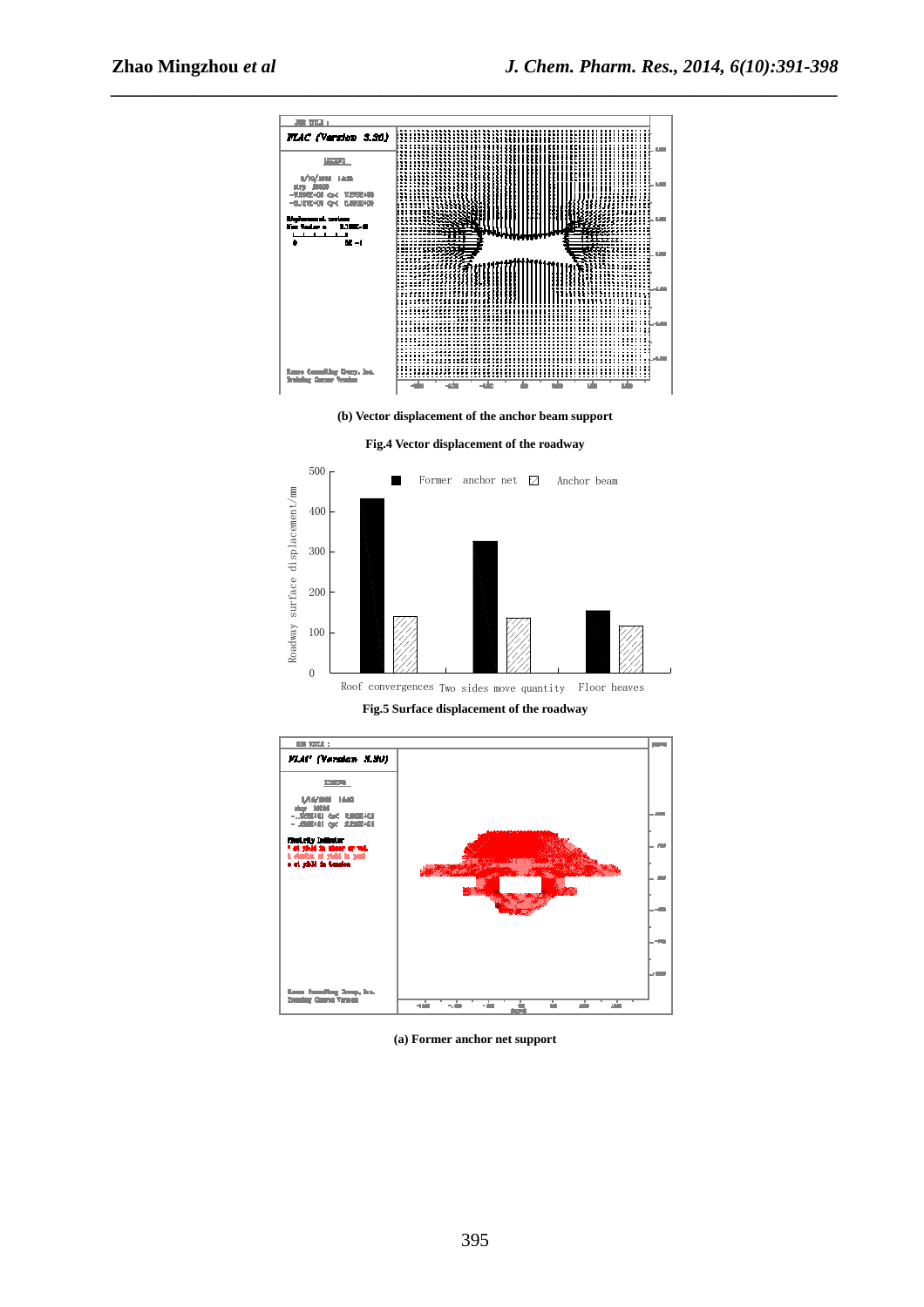(b) Vector displacement of the anchor beam support

**Fig.4 Vector displacement of the roadway**

500
400
300
200
100
0
Roadway surface displacement/mm
Former anchor net
Anchor beam
Roof convergences
Two sides move quantity
Floor heaves

**Fig.5 Surface displacement of the roadway**

(a) Former anchor net support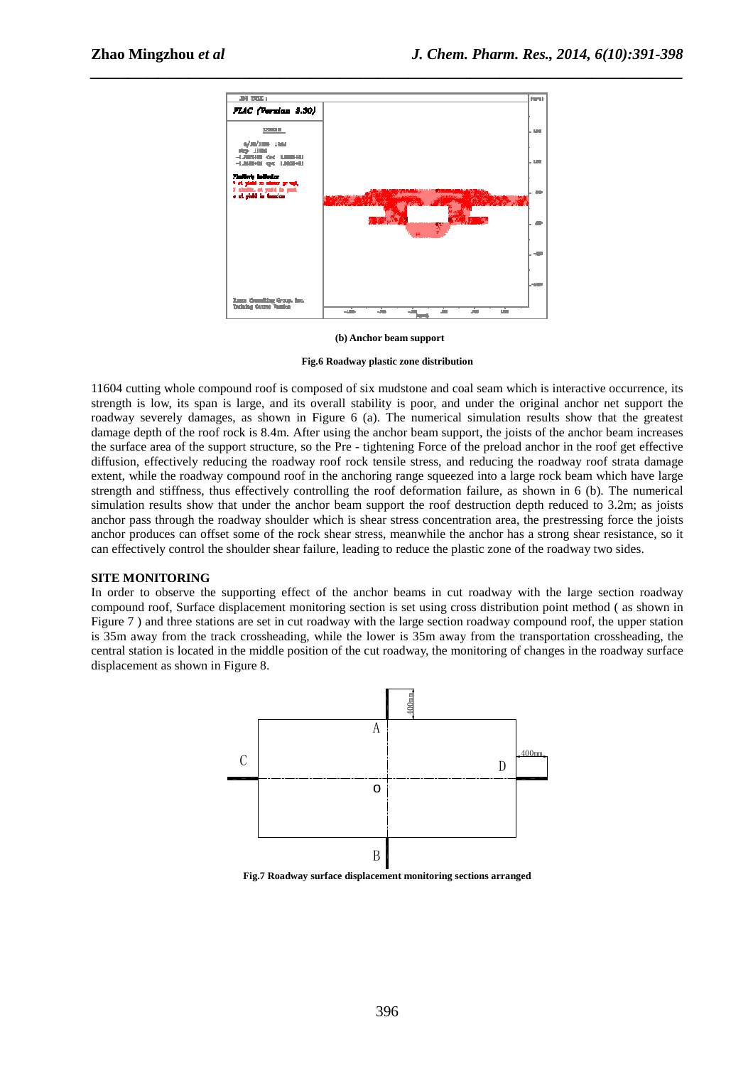(b) Anchor beam support

**Fig.6 Roadway plastic zone distribution**

11604 cutting whole compound roof is composed of six mudstone and coal seam which is interactive occurrence, its strength is low, its span is large, and its overall stability is poor, and under the original anchor net support the roadway severely damages, as shown in Figure 6 (a). The numerical simulation results show that the greatest damage depth of the roof rock is 8.4m. After using the anchor beam support, the joists of the anchor beam increases the surface area of the support structure, so the Pre - tightening Force of the preload anchor in the roof get effective diffusion, effectively reducing the roadway roof rock tensile stress, and reducing the roadway roof strata damage extent, while the roadway compound roof in the anchoring range squeezed into a large rock beam which have large strength and stiffness, thus effectively controlling the roof deformation failure, as shown in 6 (b). The numerical simulation results show that under the anchor beam support the roof destruction depth reduced to 3.2m; as joists anchor pass through the roadway shoulder which is shear stress concentration area, the prestressing force the joists anchor produces can offset some of the rock shear stress, meanwhile the anchor has a strong shear resistance, so it can effectively control the shoulder shear failure, leading to reduce the plastic zone of the roadway two sides.

**SITE MONITORING**

In order to observe the supporting effect of the anchor beams in cut roadway with the large section roadway compound roof, Surface displacement monitoring section is set using cross distribution point method ( as shown in Figure 7 ) and three stations are set in cut roadway with the large section roadway compound roof, the upper station is 35m away from the track crossheading, while the lower is 35m away from the transportation crossheading, the central station is located in the middle position of the cut roadway, the monitoring of changes in the roadway surface displacement as shown in Figure 8.

400mm
A
C
D
400mm
O
B

**Fig.7 Roadway surface displacement monitoring sections arranged**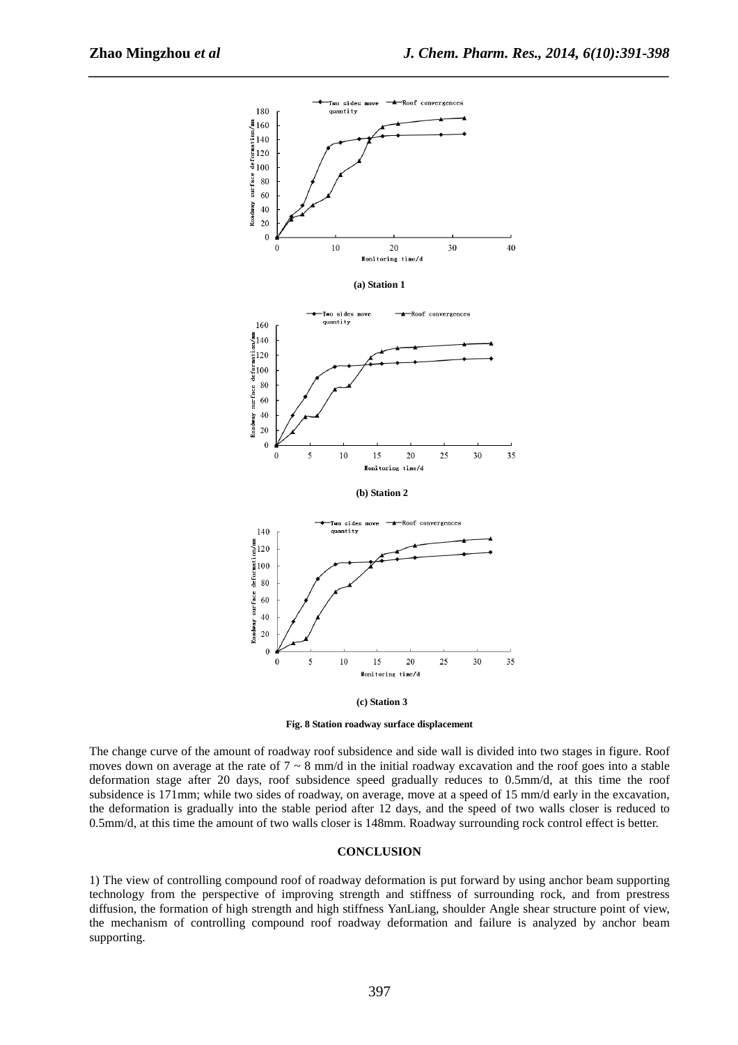Two sides move quantity
Roof convergences
180
160
140
120
100
80
60
40
20
0
Roadway surface deformation/mm
0
10
20
30
40
Monitoring time/d

**(a) Station 1**

Two sides move quantity
Roof convergences
160
140
120
100
80
60
40
20
0
Roadway surface deformation/mm
0
5
10
15
20
25
30
35
Monitoring time/d

**(b) Station 2**

Two sides move quantity
Roof convergences
140
120
100
80
60
40
20
0
Roadway surface deformation/mm
0
5
10
15
20
25
30
35
Monitoring time/d

**(c) Station 3**

**Fig. 8 Station roadway surface displacement**

The change curve of the amount of roadway roof subsidence and side wall is divided into two stages in figure. Roof moves down on average at the rate of 7 ~ 8 mm/d in the initial roadway excavation and the roof goes into a stable deformation stage after 20 days, roof subsidence speed gradually reduces to 0.5mm/d, at this time the roof subsidence is 171mm; while two sides of roadway, on average, move at a speed of 15 mm/d early in the excavation, the deformation is gradually into the stable period after 12 days, and the speed of two walls closer is reduced to 0.5mm/d, at this time the amount of two walls closer is 148mm. Roadway surrounding rock control effect is better.

## CONCLUSION

1) The view of controlling compound roof of roadway deformation is put forward by using anchor beam supporting technology from the perspective of improving strength and stiffness of surrounding rock, and from prestress diffusion, the formation of high strength and high stiffness YanLiang, shoulder Angle shear structure point of view, the mechanism of controlling compound roof roadway deformation and failure is analyzed by anchor beam supporting.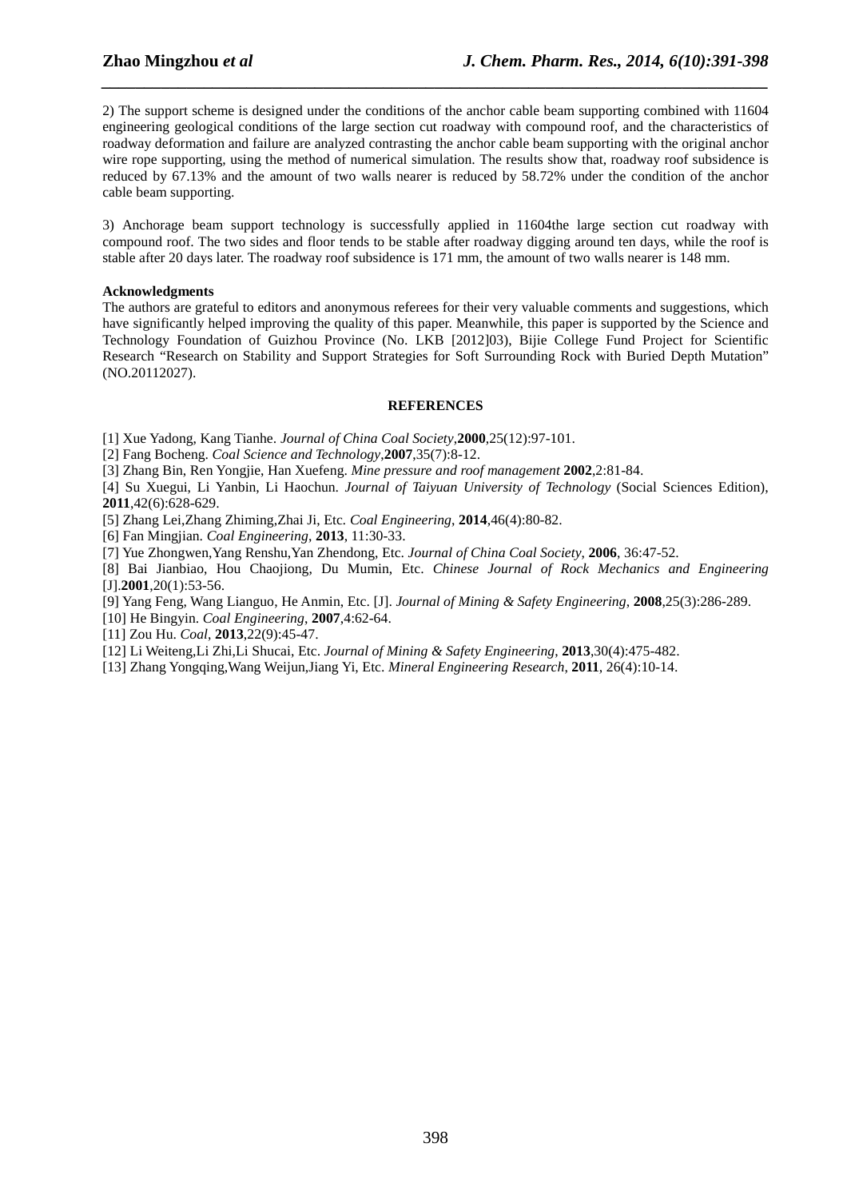2) The support scheme is designed under the conditions of the anchor cable beam supporting combined with 11604 engineering geological conditions of the large section cut roadway with compound roof, and the characteristics of roadway deformation and failure are analyzed contrasting the anchor cable beam supporting with the original anchor wire rope supporting, using the method of numerical simulation. The results show that, roadway roof subsidence is reduced by 67.13% and the amount of two walls nearer is reduced by 58.72% under the condition of the anchor cable beam supporting.

3) Anchorage beam support technology is successfully applied in 11604the large section cut roadway with compound roof. The two sides and floor tends to be stable after roadway digging around ten days, while the roof is stable after 20 days later. The roadway roof subsidence is 171 mm, the amount of two walls nearer is 148 mm.

**Acknowledgments**

The authors are grateful to editors and anonymous referees for their very valuable comments and suggestions, which have significantly helped improving the quality of this paper. Meanwhile, this paper is supported by the Science and Technology Foundation of Guizhou Province (No. LKB [2012]03), Bijie College Fund Project for Scientific Research "Research on Stability and Support Strategies for Soft Surrounding Rock with Buried Depth Mutation" (NO.20112027).

## REFERENCES

[1] Xue Yadong, Kang Tianhe. *Journal of China Coal Society*,**2000**,25(12):97-101.

[2] Fang Bocheng. *Coal Science and Technology*,**2007**,35(7):8-12.

[3] Zhang Bin, Ren Yongjie, Han Xuefeng. *Mine pressure and roof management* **2002**,2:81-84.

[4] Su Xuegui, Li Yanbin, Li Haochun. *Journal of Taiyuan University of Technology* (Social Sciences Edition), **2011**,42(6):628-629.

[5] Zhang Lei,Zhang Zhiming,Zhai Ji, Etc. *Coal Engineering*, **2014**,46(4):80-82.

[6] Fan Mingjian. *Coal Engineering*, **2013**, 11:30-33.

[7] Yue Zhongwen,Yang Renshu,Yan Zhendong, Etc. *Journal of China Coal Society*, **2006**, 36:47-52.

[8] Bai Jianbiao, Hou Chaojiong, Du Mumin, Etc. *Chinese Journal of Rock Mechanics and Engineering* [J].**2001**,20(1):53-56.

[9] Yang Feng, Wang Lianguo, He Anmin, Etc. [J]. *Journal of Mining & Safety Engineering*, **2008**,25(3):286-289.

[10] He Bingyin. *Coal Engineering*, **2007**,4:62-64.

[11] Zou Hu. *Coal*, **2013**,22(9):45-47.

[12] Li Weiteng,Li Zhi,Li Shucai, Etc. *Journal of Mining & Safety Engineering*, **2013**,30(4):475-482.

[13] Zhang Yongqing,Wang Weijun,Jiang Yi, Etc. *Mineral Engineering Research*, **2011**, 26(4):10-14.